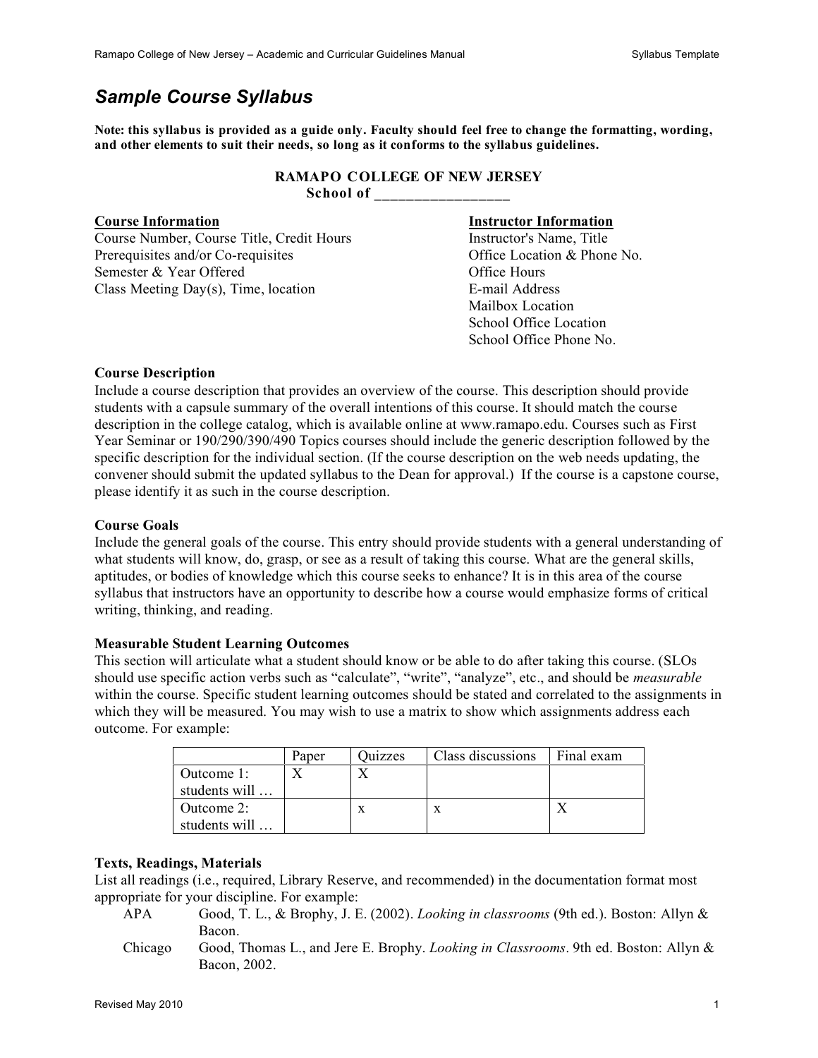# *Sample Course Syllabus*

**Note: this syllabus is provided as a guide only. Faculty should feel free to change the formatting, wording, and other elements to suit their needs, so long as it conforms to the syllabus guidelines.**

**RAMAPO COLLEGE OF NEW JERSEY**
**School of ________________**

**Course Information**
Course Number, Course Title, Credit Hours
Prerequisites and/or Co-requisites
Semester & Year Offered
Class Meeting Day(s), Time, location

**Instructor Information**
Instructor's Name, Title
Office Location & Phone No.
Office Hours
E-mail Address
Mailbox Location
School Office Location
School Office Phone No.

**Course Description**
Include a course description that provides an overview of the course. This description should provide students with a capsule summary of the overall intentions of this course. It should match the course description in the college catalog, which is available online at www.ramapo.edu. Courses such as First Year Seminar or 190/290/390/490 Topics courses should include the generic description followed by the specific description for the individual section. (If the course description on the web needs updating, the convener should submit the updated syllabus to the Dean for approval.) If the course is a capstone course, please identify it as such in the course description.

**Course Goals**
Include the general goals of the course. This entry should provide students with a general understanding of what students will know, do, grasp, or see as a result of taking this course. What are the general skills, aptitudes, or bodies of knowledge which this course seeks to enhance? It is in this area of the course syllabus that instructors have an opportunity to describe how a course would emphasize forms of critical writing, thinking, and reading.

**Measurable Student Learning Outcomes**
This section will articulate what a student should know or be able to do after taking this course. (SLOs should use specific action verbs such as "calculate", "write", "analyze", etc., and should be *measurable* within the course. Specific student learning outcomes should be stated and correlated to the assignments in which they will be measured. You may wish to use a matrix to show which assignments address each outcome. For example:

| | Paper | Quizzes | Class discussions | Final exam |
|---|---|---|---|---|
| Outcome 1: students will … | X | X | | |
| Outcome 2: students will … | | x | x | X |

**Texts, Readings, Materials**
List all readings (i.e., required, Library Reserve, and recommended) in the documentation format most appropriate for your discipline. For example:

- APA Good, T. L., & Brophy, J. E. (2002). *Looking in classrooms* (9th ed.). Boston: Allyn & Bacon.
- Chicago Good, Thomas L., and Jere E. Brophy. *Looking in Classrooms*. 9th ed. Boston: Allyn & Bacon, 2002.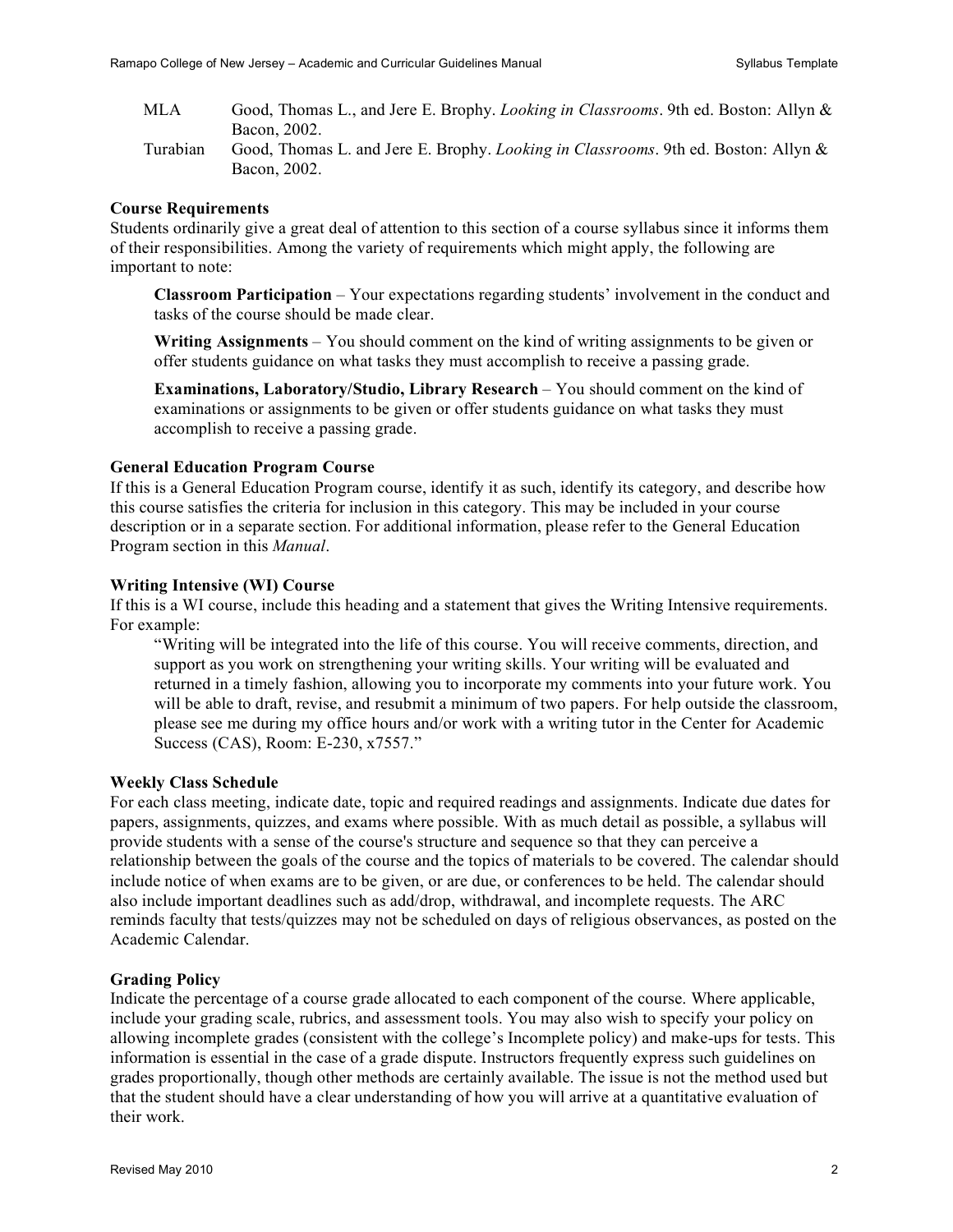| | |
|---|---|
| MLA | Good, Thomas L., and Jere E. Brophy. *Looking in Classrooms*. 9th ed. Boston: Allyn & Bacon, 2002. |
| Turabian | Good, Thomas L. and Jere E. Brophy. *Looking in Classrooms*. 9th ed. Boston: Allyn & Bacon, 2002. |

**Course Requirements**

Students ordinarily give a great deal of attention to this section of a course syllabus since it informs them of their responsibilities. Among the variety of requirements which might apply, the following are important to note:

> **Classroom Participation** – Your expectations regarding students' involvement in the conduct and tasks of the course should be made clear.
>
> **Writing Assignments** – You should comment on the kind of writing assignments to be given or offer students guidance on what tasks they must accomplish to receive a passing grade.
>
> **Examinations, Laboratory/Studio, Library Research** – You should comment on the kind of examinations or assignments to be given or offer students guidance on what tasks they must accomplish to receive a passing grade.

**General Education Program Course**

If this is a General Education Program course, identify it as such, identify its category, and describe how this course satisfies the criteria for inclusion in this category. This may be included in your course description or in a separate section. For additional information, please refer to the General Education Program section in this *Manual*.

**Writing Intensive (WI) Course**

If this is a WI course, include this heading and a statement that gives the Writing Intensive requirements. For example:

> "Writing will be integrated into the life of this course. You will receive comments, direction, and support as you work on strengthening your writing skills. Your writing will be evaluated and returned in a timely fashion, allowing you to incorporate my comments into your future work. You will be able to draft, revise, and resubmit a minimum of two papers. For help outside the classroom, please see me during my office hours and/or work with a writing tutor in the Center for Academic Success (CAS), Room: E-230, x7557."

**Weekly Class Schedule**

For each class meeting, indicate date, topic and required readings and assignments. Indicate due dates for papers, assignments, quizzes, and exams where possible. With as much detail as possible, a syllabus will provide students with a sense of the course's structure and sequence so that they can perceive a relationship between the goals of the course and the topics of materials to be covered. The calendar should include notice of when exams are to be given, or are due, or conferences to be held. The calendar should also include important deadlines such as add/drop, withdrawal, and incomplete requests. The ARC reminds faculty that tests/quizzes may not be scheduled on days of religious observances, as posted on the Academic Calendar.

**Grading Policy**

Indicate the percentage of a course grade allocated to each component of the course. Where applicable, include your grading scale, rubrics, and assessment tools. You may also wish to specify your policy on allowing incomplete grades (consistent with the college's Incomplete policy) and make-ups for tests. This information is essential in the case of a grade dispute. Instructors frequently express such guidelines on grades proportionally, though other methods are certainly available. The issue is not the method used but that the student should have a clear understanding of how you will arrive at a quantitative evaluation of their work.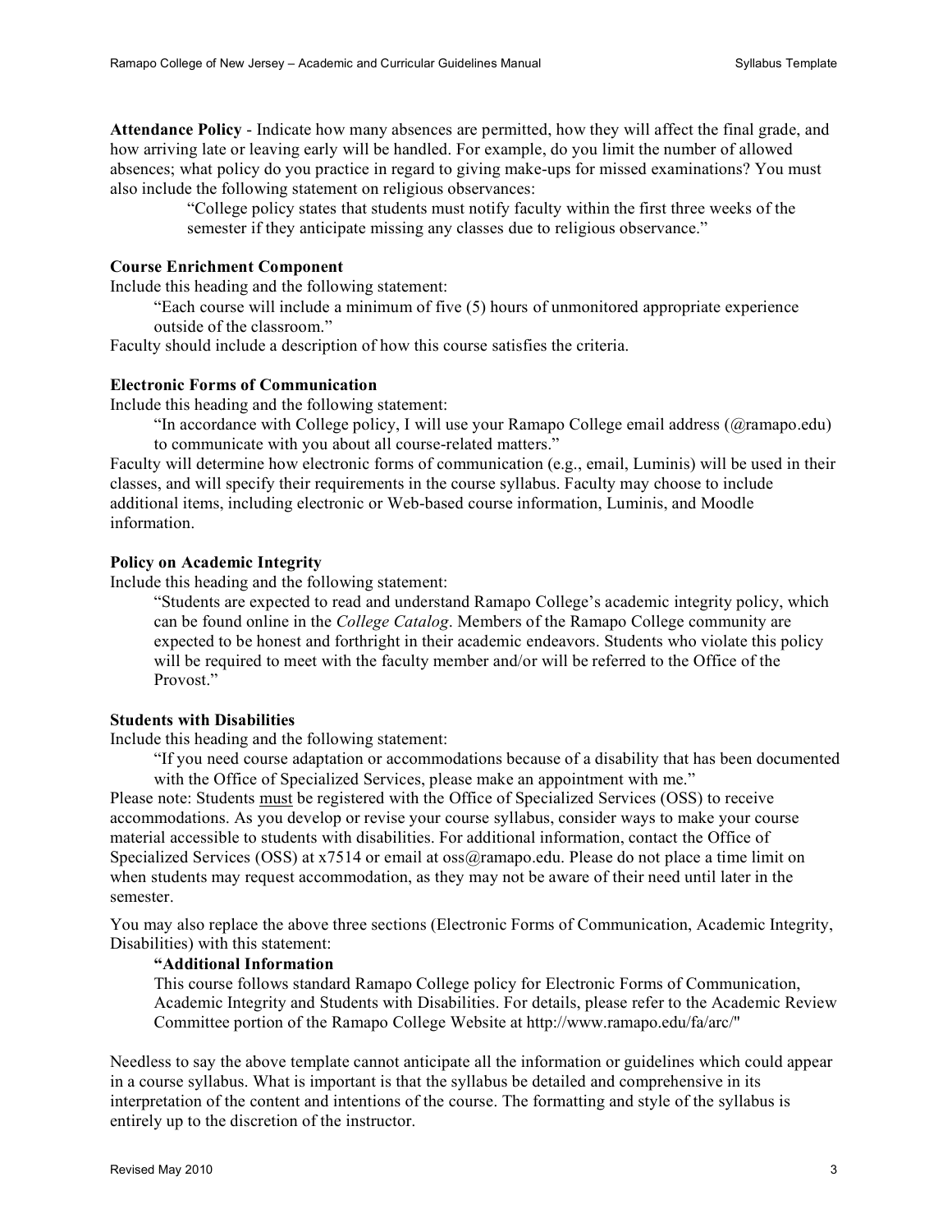**Attendance Policy** - Indicate how many absences are permitted, how they will affect the final grade, and how arriving late or leaving early will be handled. For example, do you limit the number of allowed absences; what policy do you practice in regard to giving make-ups for missed examinations? You must also include the following statement on religious observances:

> "College policy states that students must notify faculty within the first three weeks of the semester if they anticipate missing any classes due to religious observance."

**Course Enrichment Component**

Include this heading and the following statement:

> "Each course will include a minimum of five (5) hours of unmonitored appropriate experience outside of the classroom."

Faculty should include a description of how this course satisfies the criteria.

**Electronic Forms of Communication**

Include this heading and the following statement:

> "In accordance with College policy, I will use your Ramapo College email address (@ramapo.edu) to communicate with you about all course-related matters."

Faculty will determine how electronic forms of communication (e.g., email, Luminis) will be used in their classes, and will specify their requirements in the course syllabus. Faculty may choose to include additional items, including electronic or Web-based course information, Luminis, and Moodle information.

**Policy on Academic Integrity**

Include this heading and the following statement:

> "Students are expected to read and understand Ramapo College's academic integrity policy, which can be found online in the *College Catalog*. Members of the Ramapo College community are expected to be honest and forthright in their academic endeavors. Students who violate this policy will be required to meet with the faculty member and/or will be referred to the Office of the Provost."

**Students with Disabilities**

Include this heading and the following statement:

> "If you need course adaptation or accommodations because of a disability that has been documented with the Office of Specialized Services, please make an appointment with me."

Please note: Students must be registered with the Office of Specialized Services (OSS) to receive accommodations. As you develop or revise your course syllabus, consider ways to make your course material accessible to students with disabilities. For additional information, contact the Office of Specialized Services (OSS) at x7514 or email at oss@ramapo.edu. Please do not place a time limit on when students may request accommodation, as they may not be aware of their need until later in the semester.

You may also replace the above three sections (Electronic Forms of Communication, Academic Integrity, Disabilities) with this statement:

> **"Additional Information**
>
> This course follows standard Ramapo College policy for Electronic Forms of Communication, Academic Integrity and Students with Disabilities. For details, please refer to the Academic Review Committee portion of the Ramapo College Website at http://www.ramapo.edu/fa/arc/"

Needless to say the above template cannot anticipate all the information or guidelines which could appear in a course syllabus. What is important is that the syllabus be detailed and comprehensive in its interpretation of the content and intentions of the course. The formatting and style of the syllabus is entirely up to the discretion of the instructor.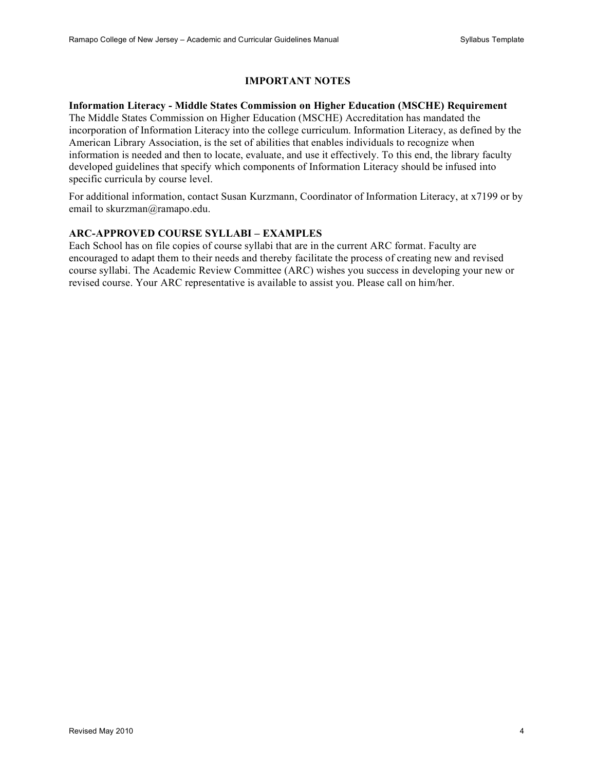## IMPORTANT NOTES

**Information Literacy - Middle States Commission on Higher Education (MSCHE) Requirement**

The Middle States Commission on Higher Education (MSCHE) Accreditation has mandated the incorporation of Information Literacy into the college curriculum. Information Literacy, as defined by the American Library Association, is the set of abilities that enables individuals to recognize when information is needed and then to locate, evaluate, and use it effectively. To this end, the library faculty developed guidelines that specify which components of Information Literacy should be infused into specific curricula by course level.

For additional information, contact Susan Kurzmann, Coordinator of Information Literacy, at x7199 or by email to skurzman@ramapo.edu.

**ARC-APPROVED COURSE SYLLABI – EXAMPLES**

Each School has on file copies of course syllabi that are in the current ARC format. Faculty are encouraged to adapt them to their needs and thereby facilitate the process of creating new and revised course syllabi. The Academic Review Committee (ARC) wishes you success in developing your new or revised course. Your ARC representative is available to assist you. Please call on him/her.